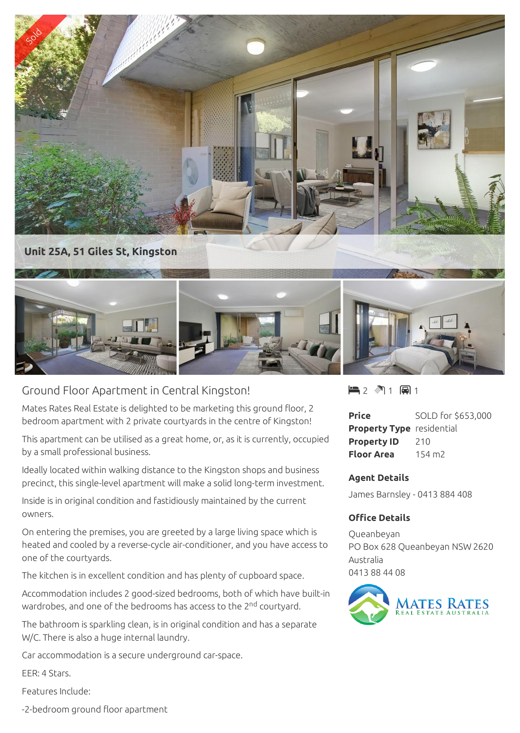Unit 25A, 51 Giles St, Kingston

## Ground Floor Apartment in Central Kingston!

2 bed · 1 bath · 1 car

Mates Rates Real Estate is delighted to be marketing this ground floor, 2 bedroom apartment with 2 private courtyards in the centre of Kingston!

This apartment can be utilised as a great home, or, as it is currently, occupied by a small professional business.

Ideally located within walking distance to the Kingston shops and business precinct, this single-level apartment will make a solid long-term investment.

Inside is in original condition and fastidiously maintained by the current owners.

On entering the premises, you are greeted by a large living space which is heated and cooled by a reverse-cycle air-conditioner, and you have access to one of the courtyards.

The kitchen is in excellent condition and has plenty of cupboard space.

Accommodation includes 2 good-sized bedrooms, both of which have built-in wardrobes, and one of the bedrooms has access to the 2nd courtyard.

The bathroom is sparkling clean, is in original condition and has a separate W/C. There is also a huge internal laundry.

Car accommodation is a secure underground car-space.

EER: 4 Stars.

Features Include:

-2-bedroom ground floor apartment

| | |
|---|---|
| **Price** | SOLD for $653,000 |
| **Property Type** | residential |
| **Property ID** | 210 |
| **Floor Area** | 154 m2 |

### Agent Details

James Barnsley - 0413 884 408

### Office Details

Queanbeyan
PO Box 628 Queanbeyan NSW 2620
Australia
0413 88 44 08

MATES RATES REAL ESTATE AUSTRALIA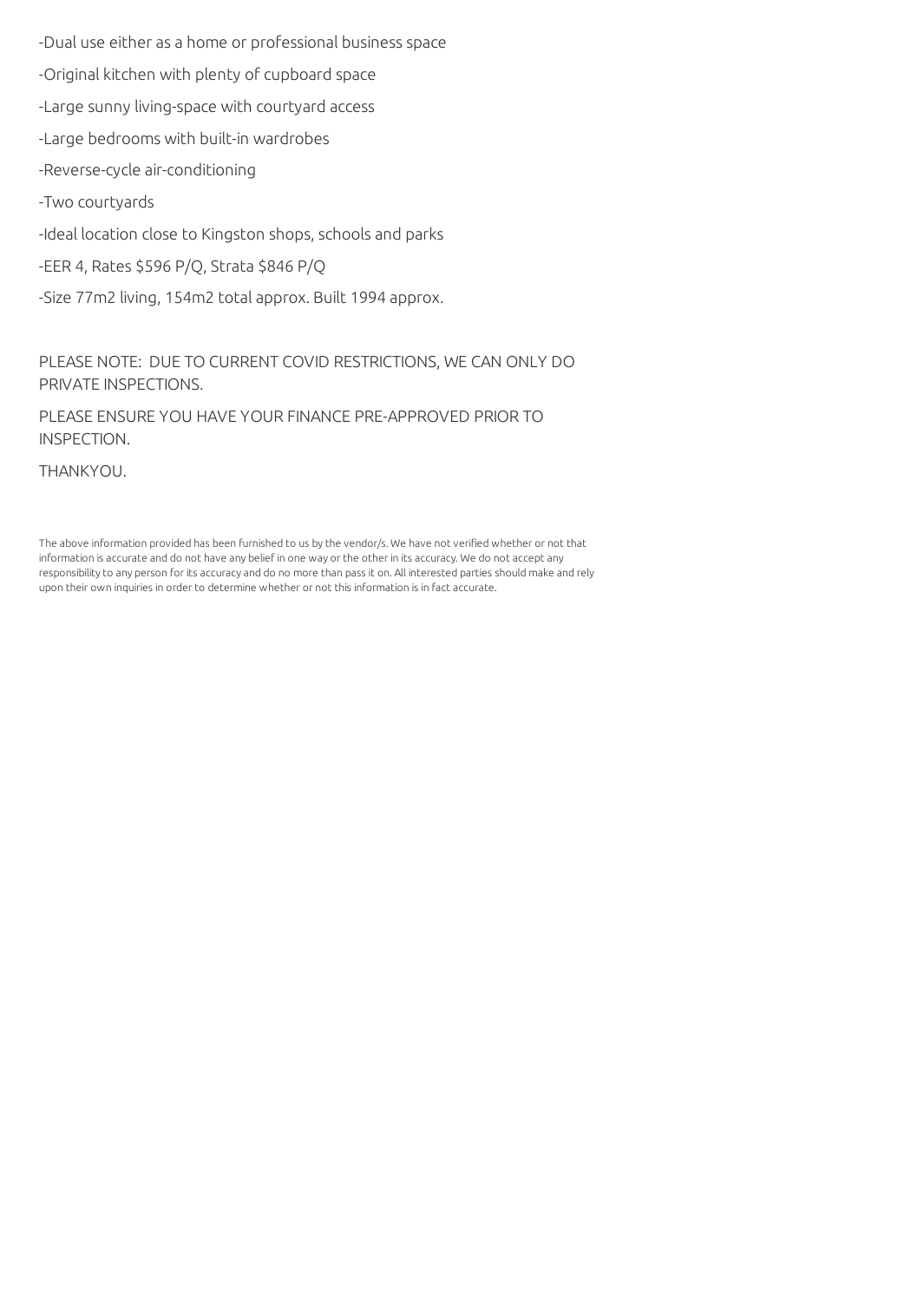-Dual use either as a home or professional business space

-Original kitchen with plenty of cupboard space

-Large sunny living-space with courtyard access

-Large bedrooms with built-in wardrobes

-Reverse-cycle air-conditioning

-Two courtyards

-Ideal location close to Kingston shops, schools and parks

-EER 4, Rates $596 P/Q, Strata $846 P/Q

-Size 77m2 living, 154m2 total approx. Built 1994 approx.

PLEASE NOTE:  DUE TO CURRENT COVID RESTRICTIONS, WE CAN ONLY DO PRIVATE INSPECTIONS.

PLEASE ENSURE YOU HAVE YOUR FINANCE PRE-APPROVED PRIOR TO INSPECTION.

THANKYOU.

The above information provided has been furnished to us by the vendor/s. We have not verified whether or not that information is accurate and do not have any belief in one way or the other in its accuracy. We do not accept any responsibility to any person for its accuracy and do no more than pass it on. All interested parties should make and rely upon their own inquiries in order to determine whether or not this information is in fact accurate.